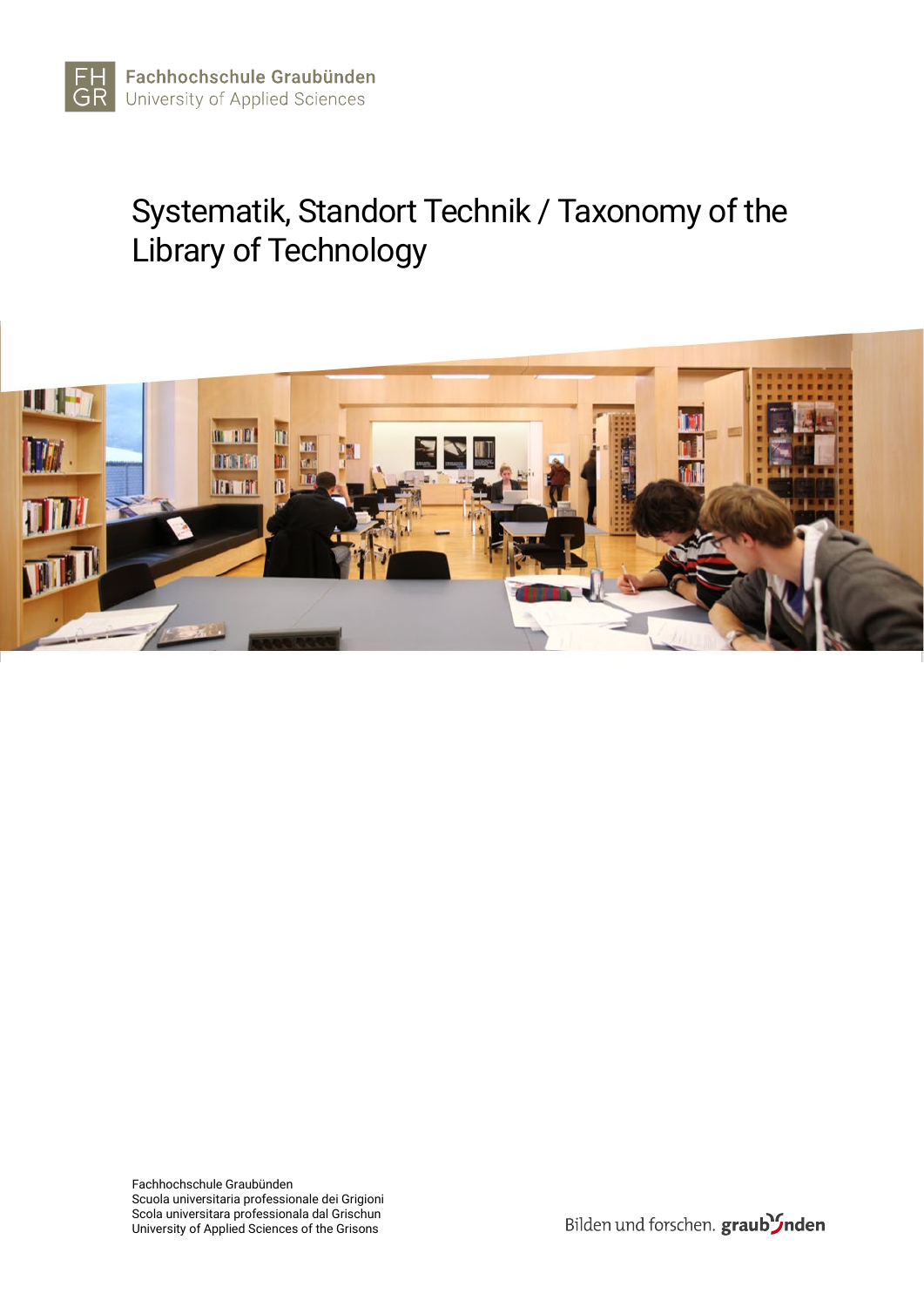Fachhochschule Graubünden
University of Applied Sciences

# Systematik, Standort Technik / Taxonomy of the Library of Technology

Fachhochschule Graubünden
Scuola universitaria professionale dei Grigioni
Scola universitara professionala dal Grischun
University of Applied Sciences of the Grisons

Bilden und forschen. graubünden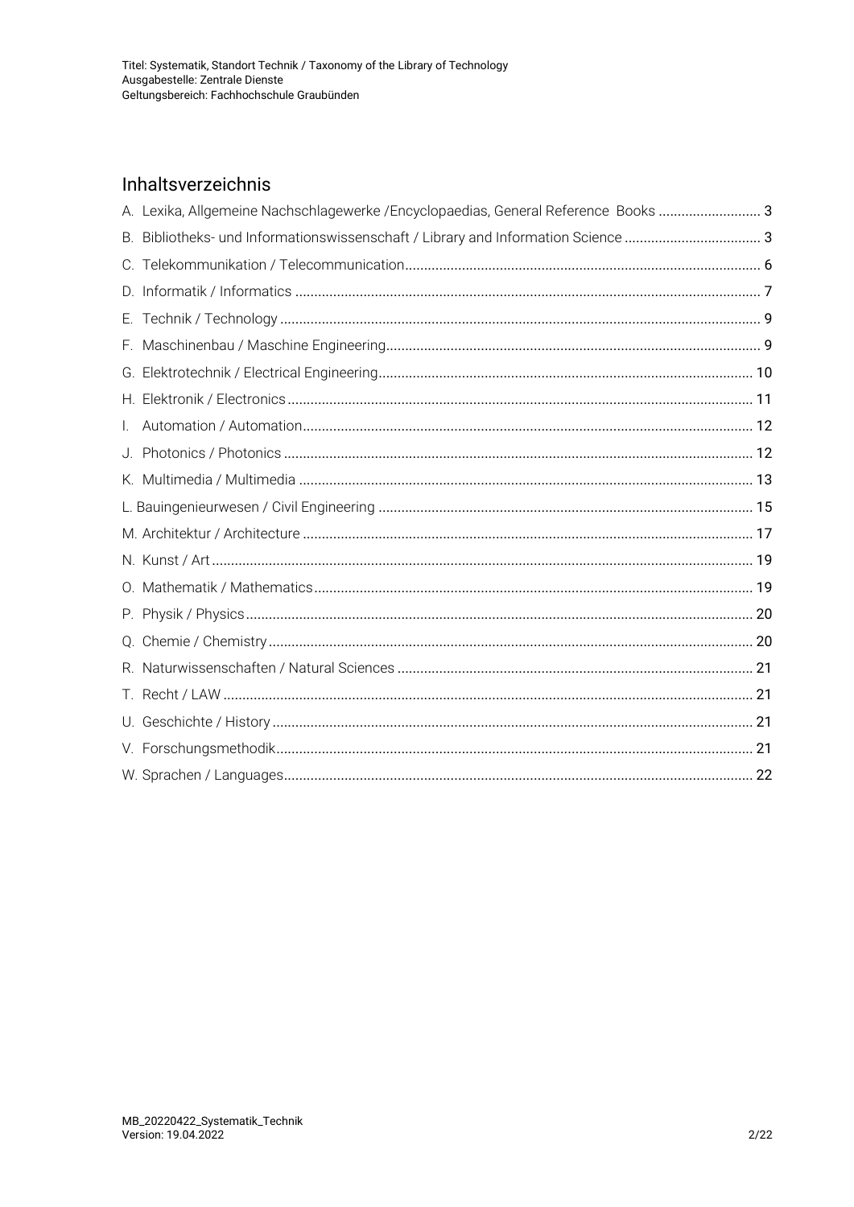## Inhaltsverzeichnis

A. Lexika, Allgemeine Nachschlagewerke /Encyclopaedias, General Reference Books ........................... 3
B. Bibliotheks- und Informationswissenschaft / Library and Information Science .................................... 3
C. Telekommunikation / Telecommunication.............................................................................................. 6
D. Informatik / Informatics .......................................................................................................................... 7
E. Technik / Technology ............................................................................................................................. 9
F. Maschinenbau / Maschine Engineering.................................................................................................. 9
G. Elektrotechnik / Electrical Engineering................................................................................................. 10
H. Elektronik / Electronics ......................................................................................................................... 11
I. Automation / Automation........................................................................................................................ 12
J. Photonics / Photonics ........................................................................................................................... 12
K. Multimedia / Multimedia ....................................................................................................................... 13
L. Bauingenieurwesen / Civil Engineering ................................................................................................. 15
M. Architektur / Architecture ..................................................................................................................... 17
N. Kunst / Art ............................................................................................................................................ 19
O. Mathematik / Mathematics.................................................................................................................... 19
P. Physik / Physics.................................................................................................................................... 20
Q. Chemie / Chemistry .............................................................................................................................. 20
R. Naturwissenschaften / Natural Sciences .............................................................................................. 21
T. Recht / LAW .......................................................................................................................................... 21
U. Geschichte / History ............................................................................................................................. 21
V. Forschungsmethodik............................................................................................................................. 21
W. Sprachen / Languages.......................................................................................................................... 22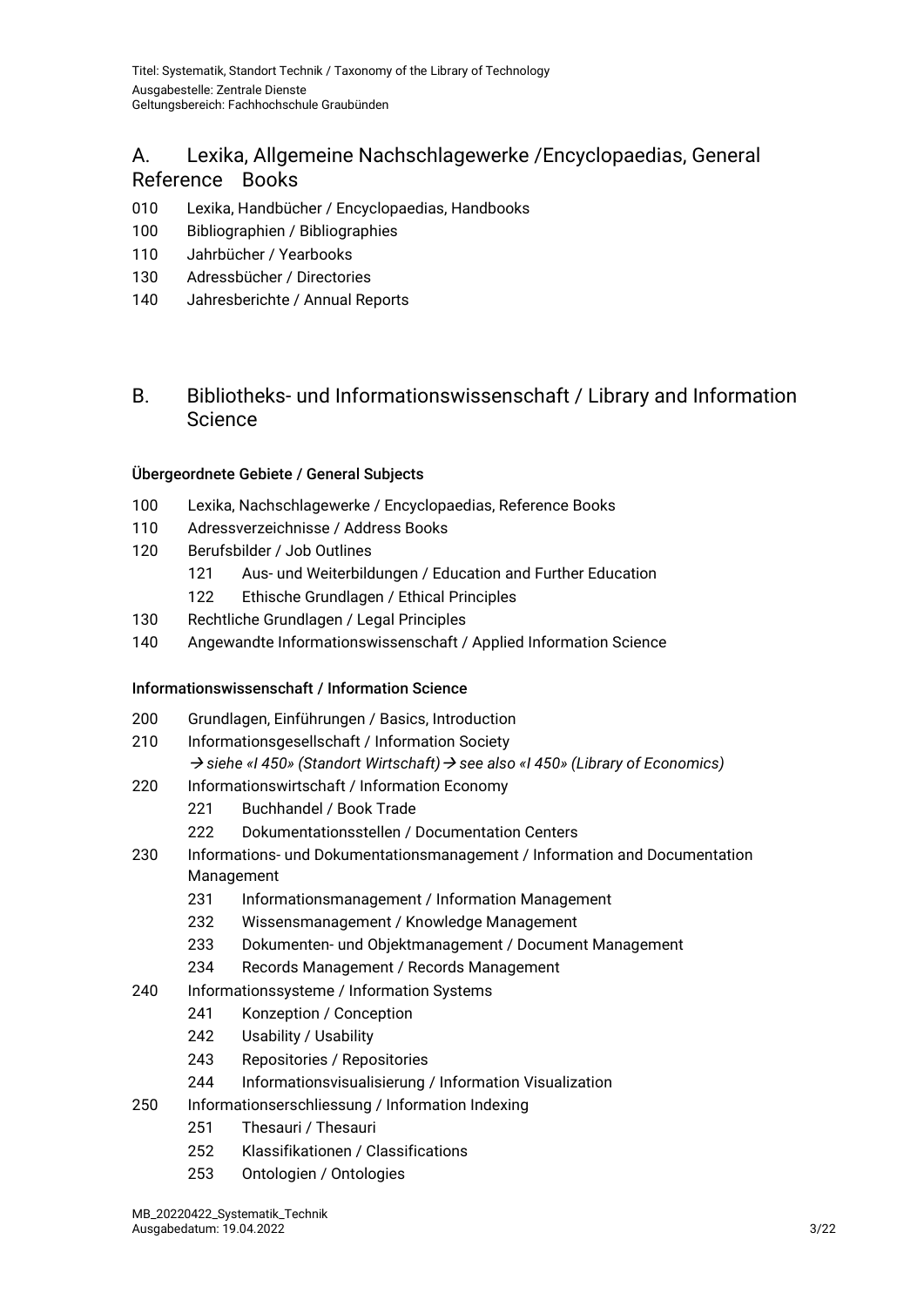## A. Lexika, Allgemeine Nachschlagewerke /Encyclopaedias, General Reference Books

- 010 Lexika, Handbücher / Encyclopaedias, Handbooks
- 100 Bibliographien / Bibliographies
- 110 Jahrbücher / Yearbooks
- 130 Adressbücher / Directories
- 140 Jahresberichte / Annual Reports

## B. Bibliotheks- und Informationswissenschaft / Library and Information Science

### Übergeordnete Gebiete / General Subjects

- 100 Lexika, Nachschlagewerke / Encyclopaedias, Reference Books
- 110 Adressverzeichnisse / Address Books
- 120 Berufsbilder / Job Outlines
  - 121 Aus- und Weiterbildungen / Education and Further Education
  - 122 Ethische Grundlagen / Ethical Principles
- 130 Rechtliche Grundlagen / Legal Principles
- 140 Angewandte Informationswissenschaft / Applied Information Science

### Informationswissenschaft / Information Science

- 200 Grundlagen, Einführungen / Basics, Introduction
- 210 Informationsgesellschaft / Information Society
  *→ siehe «I 450» (Standort Wirtschaft) → see also «I 450» (Library of Economics)*
- 220 Informationswirtschaft / Information Economy
  - 221 Buchhandel / Book Trade
  - 222 Dokumentationsstellen / Documentation Centers
- 230 Informations- und Dokumentationsmanagement / Information and Documentation Management
  - 231 Informationsmanagement / Information Management
  - 232 Wissensmanagement / Knowledge Management
  - 233 Dokumenten- und Objektmanagement / Document Management
  - 234 Records Management / Records Management
- 240 Informationssysteme / Information Systems
  - 241 Konzeption / Conception
  - 242 Usability / Usability
  - 243 Repositories / Repositories
  - 244 Informationsvisualisierung / Information Visualization
- 250 Informationserschliessung / Information Indexing
  - 251 Thesauri / Thesauri
  - 252 Klassifikationen / Classifications
  - 253 Ontologien / Ontologies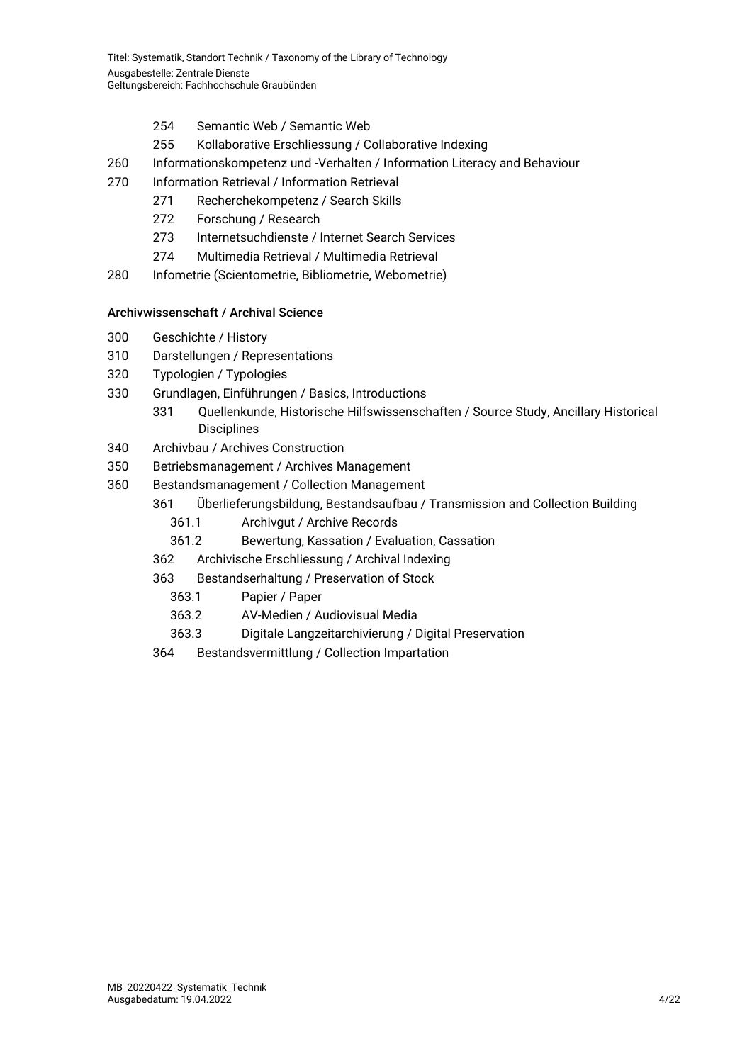- 254 Semantic Web / Semantic Web
- 255 Kollaborative Erschliessung / Collaborative Indexing

260 Informationskompetenz und -Verhalten / Information Literacy and Behaviour

270 Information Retrieval / Information Retrieval

- 271 Recherchekompetenz / Search Skills
- 272 Forschung / Research
- 273 Internetsuchdienste / Internet Search Services
- 274 Multimedia Retrieval / Multimedia Retrieval

280 Infometrie (Scientometrie, Bibliometrie, Webometrie)

**Archivwissenschaft / Archival Science**

300 Geschichte / History

310 Darstellungen / Representations

320 Typologien / Typologies

330 Grundlagen, Einführungen / Basics, Introductions

- 331 Quellenkunde, Historische Hilfswissenschaften / Source Study, Ancillary Historical Disciplines

340 Archivbau / Archives Construction

350 Betriebsmanagement / Archives Management

360 Bestandsmanagement / Collection Management

- 361 Überlieferungsbildung, Bestandsaufbau / Transmission and Collection Building
  - 361.1 Archivgut / Archive Records
  - 361.2 Bewertung, Kassation / Evaluation, Cassation
- 362 Archivische Erschliessung / Archival Indexing
- 363 Bestandserhaltung / Preservation of Stock
  - 363.1 Papier / Paper
  - 363.2 AV-Medien / Audiovisual Media
  - 363.3 Digitale Langzeitarchivierung / Digital Preservation
- 364 Bestandsvermittlung / Collection Impartation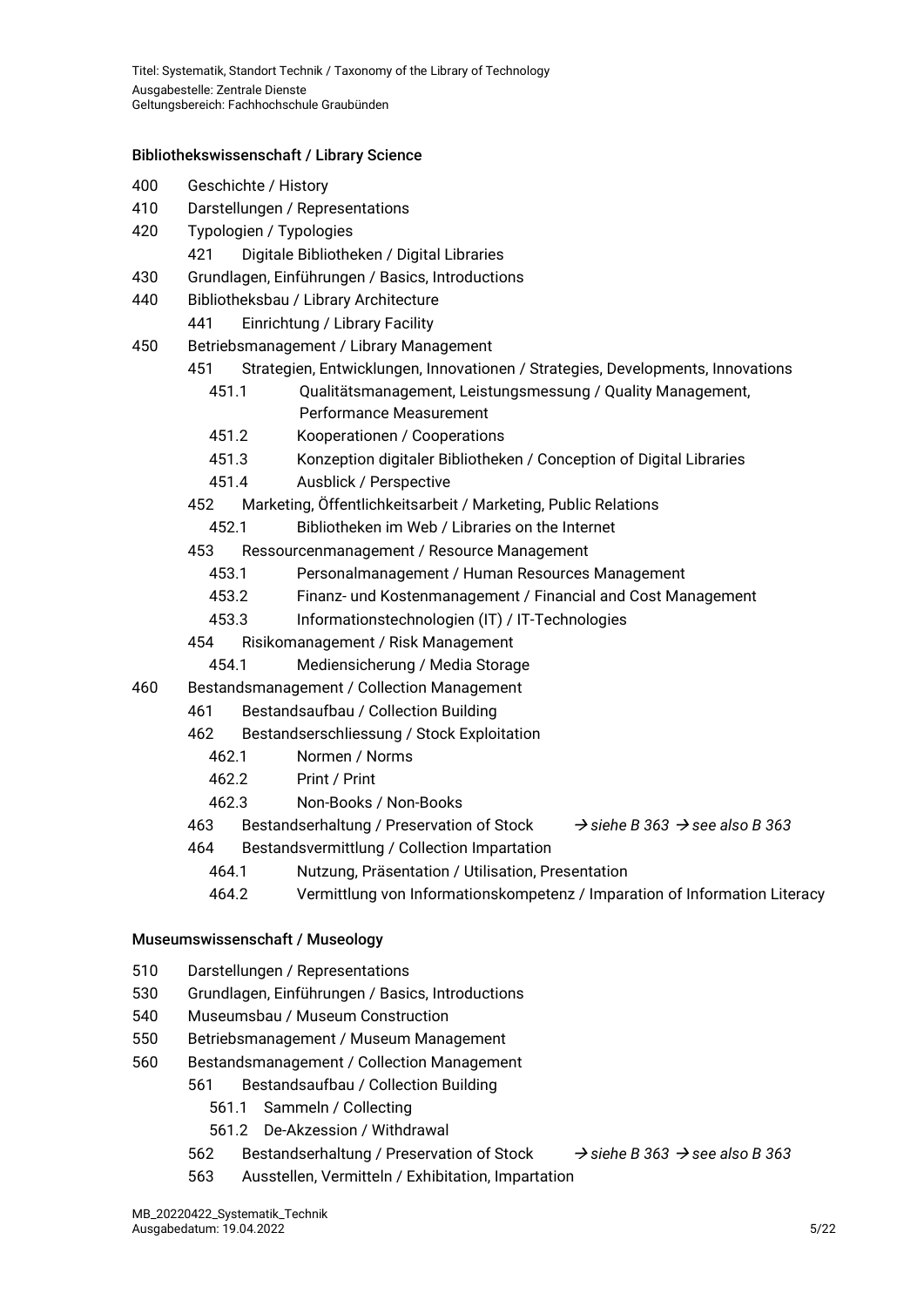## Bibliothekswissenschaft / Library Science

- 400 Geschichte / History
- 410 Darstellungen / Representations
- 420 Typologien / Typologies
  - 421 Digitale Bibliotheken / Digital Libraries
- 430 Grundlagen, Einführungen / Basics, Introductions
- 440 Bibliotheksbau / Library Architecture
  - 441 Einrichtung / Library Facility
- 450 Betriebsmanagement / Library Management
  - 451 Strategien, Entwicklungen, Innovationen / Strategies, Developments, Innovations
    - 451.1 Qualitätsmanagement, Leistungsmessung / Quality Management, Performance Measurement
    - 451.2 Kooperationen / Cooperations
    - 451.3 Konzeption digitaler Bibliotheken / Conception of Digital Libraries
    - 451.4 Ausblick / Perspective
  - 452 Marketing, Öffentlichkeitsarbeit / Marketing, Public Relations
    - 452.1 Bibliotheken im Web / Libraries on the Internet
  - 453 Ressourcenmanagement / Resource Management
    - 453.1 Personalmanagement / Human Resources Management
    - 453.2 Finanz- und Kostenmanagement / Financial and Cost Management
    - 453.3 Informationstechnologien (IT) / IT-Technologies
  - 454 Risikomanagement / Risk Management
    - 454.1 Mediensicherung / Media Storage
- 460 Bestandsmanagement / Collection Management
  - 461 Bestandsaufbau / Collection Building
  - 462 Bestandserschliessung / Stock Exploitation
    - 462.1 Normen / Norms
    - 462.2 Print / Print
    - 462.3 Non-Books / Non-Books
  - 463 Bestandserhaltung / Preservation of Stock *→ siehe B 363 → see also B 363*
  - 464 Bestandsvermittlung / Collection Impartation
    - 464.1 Nutzung, Präsentation / Utilisation, Presentation
    - 464.2 Vermittlung von Informationskompetenz / Imparation of Information Literacy

## Museumswissenschaft / Museology

- 510 Darstellungen / Representations
- 530 Grundlagen, Einführungen / Basics, Introductions
- 540 Museumsbau / Museum Construction
- 550 Betriebsmanagement / Museum Management
- 560 Bestandsmanagement / Collection Management
  - 561 Bestandsaufbau / Collection Building
    - 561.1 Sammeln / Collecting
    - 561.2 De-Akzession / Withdrawal
  - 562 Bestandserhaltung / Preservation of Stock *→ siehe B 363 → see also B 363*
  - 563 Ausstellen, Vermitteln / Exhibitation, Impartation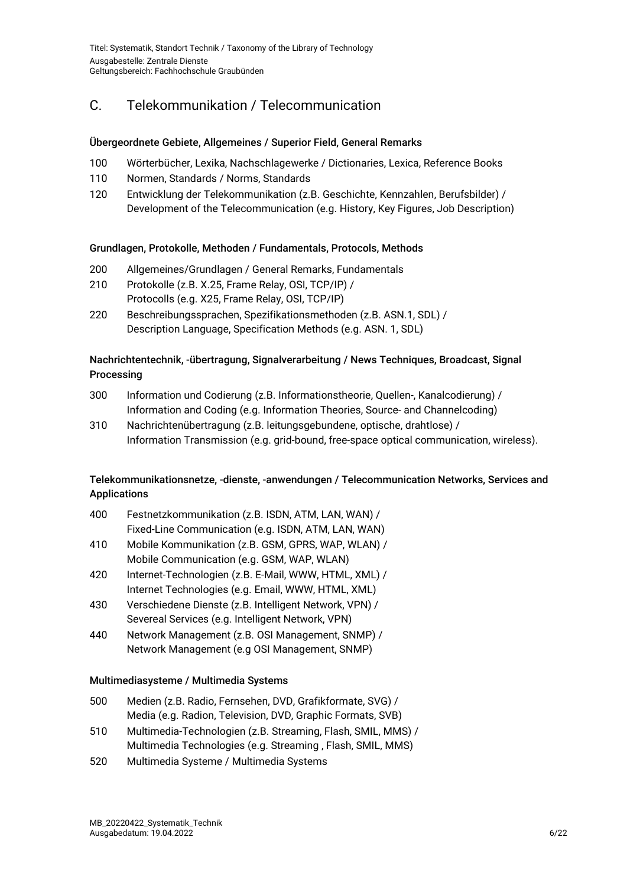## C. Telekommunikation / Telecommunication

### Übergeordnete Gebiete, Allgemeines / Superior Field, General Remarks

100 Wörterbücher, Lexika, Nachschlagewerke / Dictionaries, Lexica, Reference Books

110 Normen, Standards / Norms, Standards

120 Entwicklung der Telekommunikation (z.B. Geschichte, Kennzahlen, Berufsbilder) / Development of the Telecommunication (e.g. History, Key Figures, Job Description)

### Grundlagen, Protokolle, Methoden / Fundamentals, Protocols, Methods

200 Allgemeines/Grundlagen / General Remarks, Fundamentals

210 Protokolle (z.B. X.25, Frame Relay, OSI, TCP/IP) / Protocolls (e.g. X25, Frame Relay, OSI, TCP/IP)

220 Beschreibungssprachen, Spezifikationsmethoden (z.B. ASN.1, SDL) / Description Language, Specification Methods (e.g. ASN. 1, SDL)

### Nachrichtentechnik, -übertragung, Signalverarbeitung / News Techniques, Broadcast, Signal Processing

300 Information und Codierung (z.B. Informationstheorie, Quellen-, Kanalcodierung) / Information and Coding (e.g. Information Theories, Source- and Channelcoding)

310 Nachrichtenübertragung (z.B. leitungsgebundene, optische, drahtlose) / Information Transmission (e.g. grid-bound, free-space optical communication, wireless).

### Telekommunikationsnetze, -dienste, -anwendungen / Telecommunication Networks, Services and Applications

400 Festnetzkommunikation (z.B. ISDN, ATM, LAN, WAN) / Fixed-Line Communication (e.g. ISDN, ATM, LAN, WAN)

410 Mobile Kommunikation (z.B. GSM, GPRS, WAP, WLAN) / Mobile Communication (e.g. GSM, WAP, WLAN)

420 Internet-Technologien (z.B. E-Mail, WWW, HTML, XML) / Internet Technologies (e.g. Email, WWW, HTML, XML)

430 Verschiedene Dienste (z.B. Intelligent Network, VPN) / Severeal Services (e.g. Intelligent Network, VPN)

440 Network Management (z.B. OSI Management, SNMP) / Network Management (e.g OSI Management, SNMP)

### Multimediasysteme / Multimedia Systems

500 Medien (z.B. Radio, Fernsehen, DVD, Grafikformate, SVG) / Media (e.g. Radion, Television, DVD, Graphic Formats, SVB)

510 Multimedia-Technologien (z.B. Streaming, Flash, SMIL, MMS) / Multimedia Technologies (e.g. Streaming , Flash, SMIL, MMS)

520 Multimedia Systeme / Multimedia Systems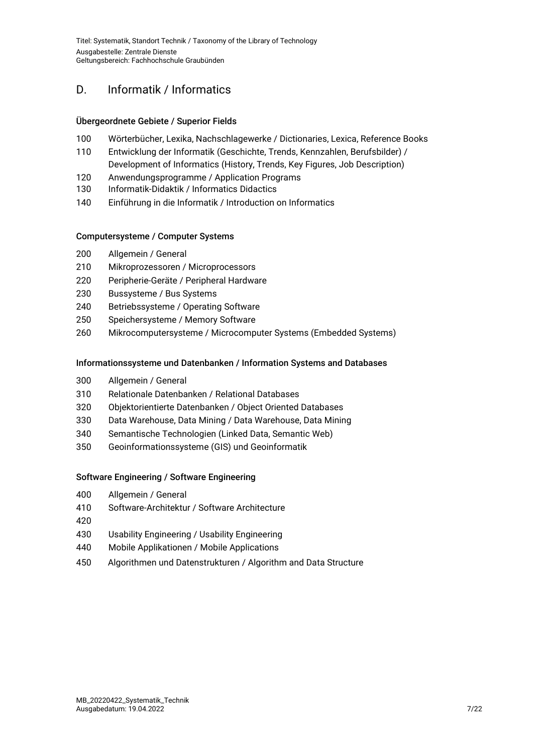## D. Informatik / Informatics

### Übergeordnete Gebiete / Superior Fields

100 Wörterbücher, Lexika, Nachschlagewerke / Dictionaries, Lexica, Reference Books
110 Entwicklung der Informatik (Geschichte, Trends, Kennzahlen, Berufsbilder) / Development of Informatics (History, Trends, Key Figures, Job Description)
120 Anwendungsprogramme / Application Programs
130 Informatik-Didaktik / Informatics Didactics
140 Einführung in die Informatik / Introduction on Informatics

### Computersysteme / Computer Systems

200 Allgemein / General
210 Mikroprozessoren / Microprocessors
220 Peripherie-Geräte / Peripheral Hardware
230 Bussysteme / Bus Systems
240 Betriebssysteme / Operating Software
250 Speichersysteme / Memory Software
260 Mikrocomputersysteme / Microcomputer Systems (Embedded Systems)

### Informationssysteme und Datenbanken / Information Systems and Databases

300 Allgemein / General
310 Relationale Datenbanken / Relational Databases
320 Objektorientierte Datenbanken / Object Oriented Databases
330 Data Warehouse, Data Mining / Data Warehouse, Data Mining
340 Semantische Technologien (Linked Data, Semantic Web)
350 Geoinformationssysteme (GIS) und Geoinformatik

### Software Engineering / Software Engineering

400 Allgemein / General
410 Software-Architektur / Software Architecture
420
430 Usability Engineering / Usability Engineering
440 Mobile Applikationen / Mobile Applications
450 Algorithmen und Datenstrukturen / Algorithm and Data Structure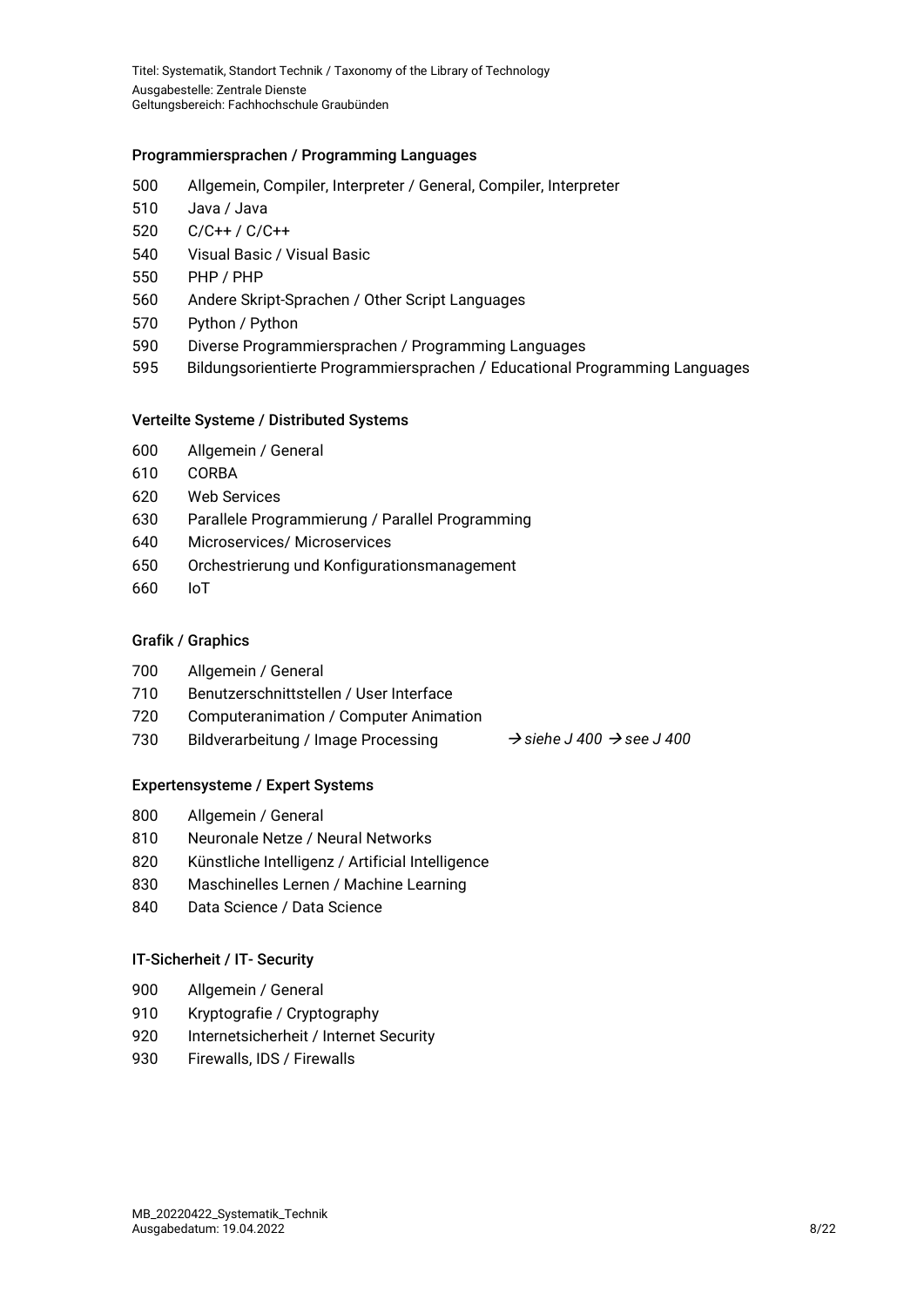### Programmiersprachen / Programming Languages

500 Allgemein, Compiler, Interpreter / General, Compiler, Interpreter

510 Java / Java

520 C/C++ / C/C++

540 Visual Basic / Visual Basic

550 PHP / PHP

560 Andere Skript-Sprachen / Other Script Languages

570 Python / Python

590 Diverse Programmiersprachen / Programming Languages

595 Bildungsorientierte Programmiersprachen / Educational Programming Languages

### Verteilte Systeme / Distributed Systems

600 Allgemein / General

610 CORBA

620 Web Services

630 Parallele Programmierung / Parallel Programming

640 Microservices/ Microservices

650 Orchestrierung und Konfigurationsmanagement

660 IoT

### Grafik / Graphics

700 Allgemein / General

710 Benutzerschnittstellen / User Interface

720 Computeranimation / Computer Animation

730 Bildverarbeitung / Image Processing *→ siehe J 400 → see J 400*

### Expertensysteme / Expert Systems

800 Allgemein / General

810 Neuronale Netze / Neural Networks

820 Künstliche Intelligenz / Artificial Intelligence

830 Maschinelles Lernen / Machine Learning

840 Data Science / Data Science

### IT-Sicherheit / IT- Security

900 Allgemein / General

910 Kryptografie / Cryptography

920 Internetsicherheit / Internet Security

930 Firewalls, IDS / Firewalls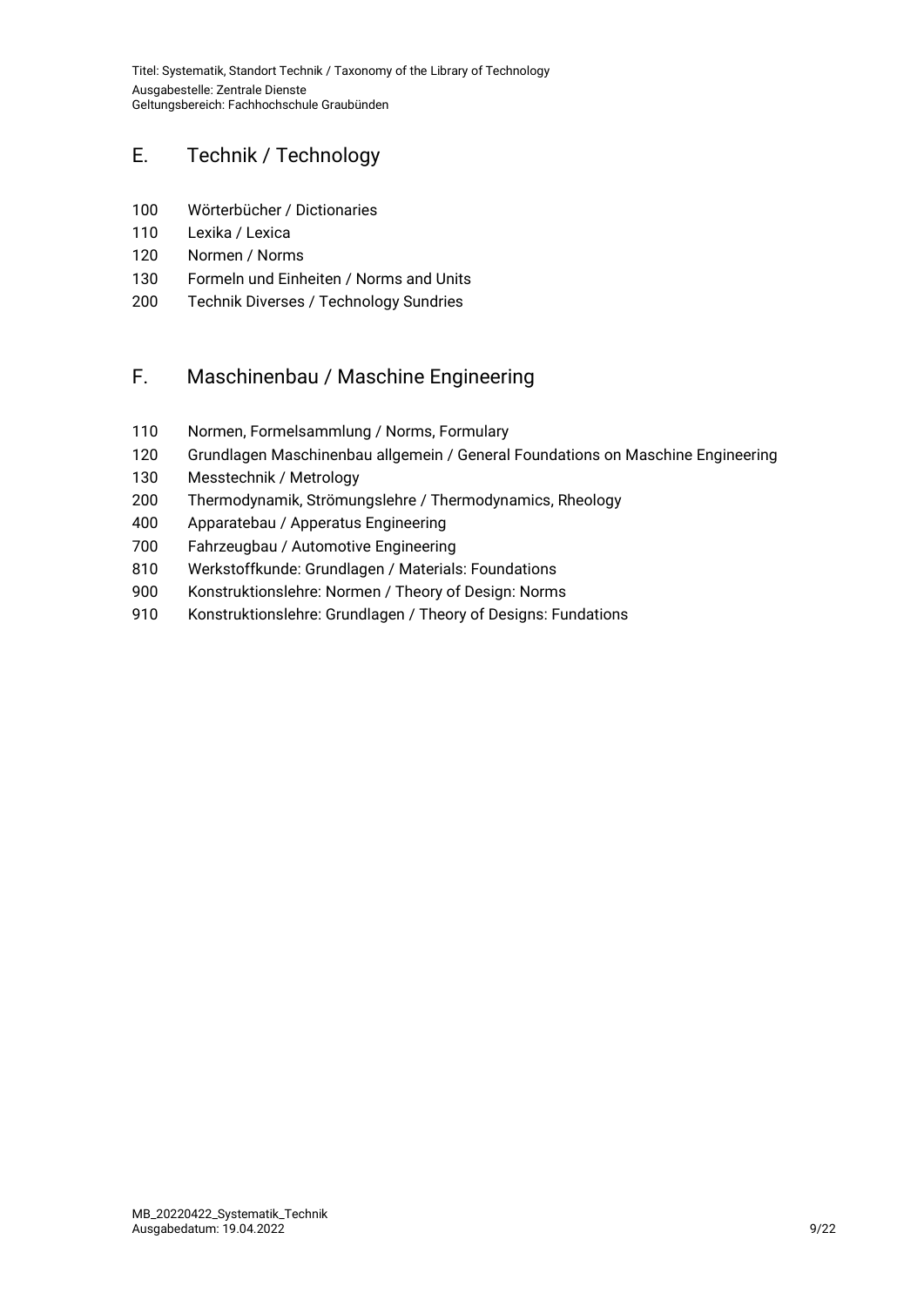## E. Technik / Technology

100 Wörterbücher / Dictionaries
110 Lexika / Lexica
120 Normen / Norms
130 Formeln und Einheiten / Norms and Units
200 Technik Diverses / Technology Sundries

## F. Maschinenbau / Maschine Engineering

110 Normen, Formelsammlung / Norms, Formulary
120 Grundlagen Maschinenbau allgemein / General Foundations on Maschine Engineering
130 Messtechnik / Metrology
200 Thermodynamik, Strömungslehre / Thermodynamics, Rheology
400 Apparatebau / Apperatus Engineering
700 Fahrzeugbau / Automotive Engineering
810 Werkstoffkunde: Grundlagen / Materials: Foundations
900 Konstruktionslehre: Normen / Theory of Design: Norms
910 Konstruktionslehre: Grundlagen / Theory of Designs: Fundations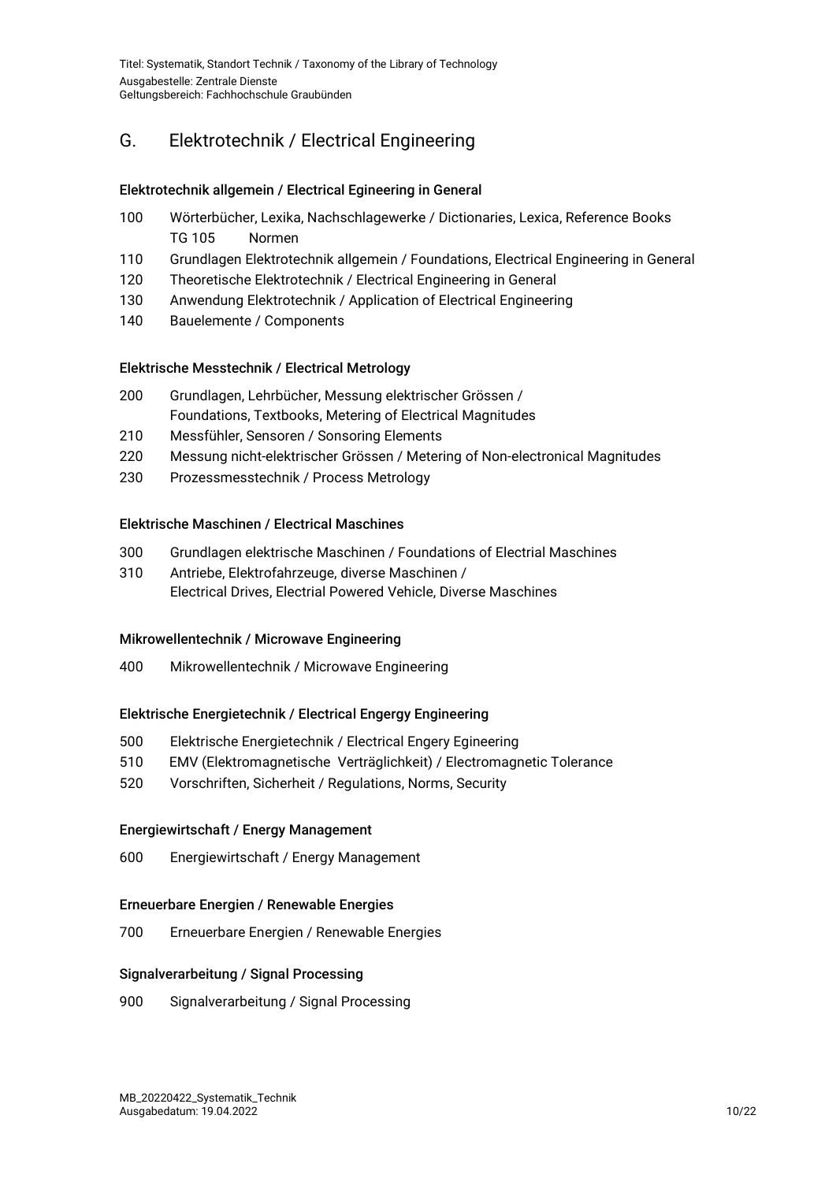## G. Elektrotechnik / Electrical Engineering

### Elektrotechnik allgemein / Electrical Egineering in General

- 100 Wörterbücher, Lexika, Nachschlagewerke / Dictionaries, Lexica, Reference Books
  - TG 105 Normen
- 110 Grundlagen Elektrotechnik allgemein / Foundations, Electrical Engineering in General
- 120 Theoretische Elektrotechnik / Electrical Engineering in General
- 130 Anwendung Elektrotechnik / Application of Electrical Engineering
- 140 Bauelemente / Components

### Elektrische Messtechnik / Electrical Metrology

- 200 Grundlagen, Lehrbücher, Messung elektrischer Grössen / Foundations, Textbooks, Metering of Electrical Magnitudes
- 210 Messfühler, Sensoren / Sonsoring Elements
- 220 Messung nicht-elektrischer Grössen / Metering of Non-electronical Magnitudes
- 230 Prozessmesstechnik / Process Metrology

### Elektrische Maschinen / Electrical Maschines

- 300 Grundlagen elektrische Maschinen / Foundations of Electrial Maschines
- 310 Antriebe, Elektrofahrzeuge, diverse Maschinen / Electrical Drives, Electrial Powered Vehicle, Diverse Maschines

### Mikrowellentechnik / Microwave Engineering

- 400 Mikrowellentechnik / Microwave Engineering

### Elektrische Energietechnik / Electrical Engergy Engineering

- 500 Elektrische Energietechnik / Electrical Engery Egineering
- 510 EMV (Elektromagnetische Verträglichkeit) / Electromagnetic Tolerance
- 520 Vorschriften, Sicherheit / Regulations, Norms, Security

### Energiewirtschaft / Energy Management

- 600 Energiewirtschaft / Energy Management

### Erneuerbare Energien / Renewable Energies

- 700 Erneuerbare Energien / Renewable Energies

### Signalverarbeitung / Signal Processing

- 900 Signalverarbeitung / Signal Processing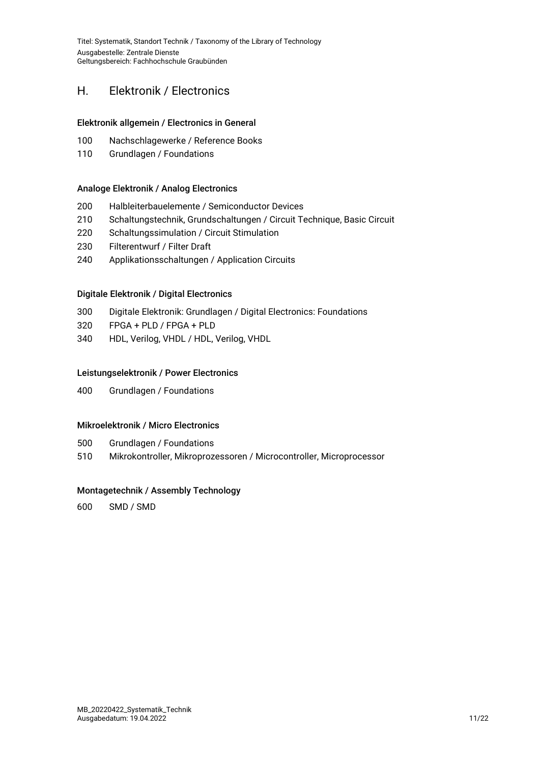## H. Elektronik / Electronics

### Elektronik allgemein / Electronics in General

100 Nachschlagewerke / Reference Books
110 Grundlagen / Foundations

### Analoge Elektronik / Analog Electronics

200 Halbleiterbauelemente / Semiconductor Devices
210 Schaltungstechnik, Grundschaltungen / Circuit Technique, Basic Circuit
220 Schaltungssimulation / Circuit Stimulation
230 Filterentwurf / Filter Draft
240 Applikationsschaltungen / Application Circuits

### Digitale Elektronik / Digital Electronics

300 Digitale Elektronik: Grundlagen / Digital Electronics: Foundations
320 FPGA + PLD / FPGA + PLD
340 HDL, Verilog, VHDL / HDL, Verilog, VHDL

### Leistungselektronik / Power Electronics

400 Grundlagen / Foundations

### Mikroelektronik / Micro Electronics

500 Grundlagen / Foundations
510 Mikrokontroller, Mikroprozessoren / Microcontroller, Microprocessor

### Montagetechnik / Assembly Technology

600 SMD / SMD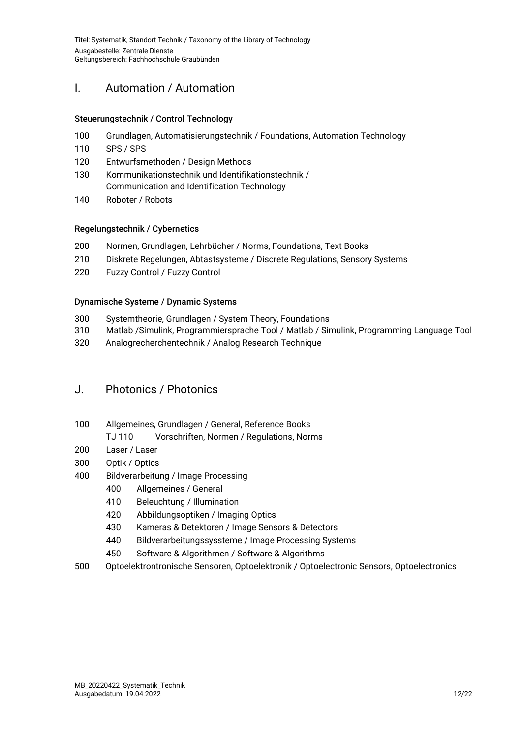## I. Automation / Automation

### Steuerungstechnik / Control Technology

- 100 Grundlagen, Automatisierungstechnik / Foundations, Automation Technology
- 110 SPS / SPS
- 120 Entwurfsmethoden / Design Methods
- 130 Kommunikationstechnik und Identifikationstechnik / Communication and Identification Technology
- 140 Roboter / Robots

### Regelungstechnik / Cybernetics

- 200 Normen, Grundlagen, Lehrbücher / Norms, Foundations, Text Books
- 210 Diskrete Regelungen, Abtastsysteme / Discrete Regulations, Sensory Systems
- 220 Fuzzy Control / Fuzzy Control

### Dynamische Systeme / Dynamic Systems

- 300 Systemtheorie, Grundlagen / System Theory, Foundations
- 310 Matlab /Simulink, Programmiersprache Tool / Matlab / Simulink, Programming Language Tool
- 320 Analogrecherchentechnik / Analog Research Technique

## J. Photonics / Photonics

- 100 Allgemeines, Grundlagen / General, Reference Books
  - TJ 110 Vorschriften, Normen / Regulations, Norms
- 200 Laser / Laser
- 300 Optik / Optics
- 400 Bildverarbeitung / Image Processing
  - 400 Allgemeines / General
  - 410 Beleuchtung / Illumination
  - 420 Abbildungsoptiken / Imaging Optics
  - 430 Kameras & Detektoren / Image Sensors & Detectors
  - 440 Bildverarbeitungssyssteme / Image Processing Systems
  - 450 Software & Algorithmen / Software & Algorithms
- 500 Optoelektrontronische Sensoren, Optoelektronik / Optoelectronic Sensors, Optoelectronics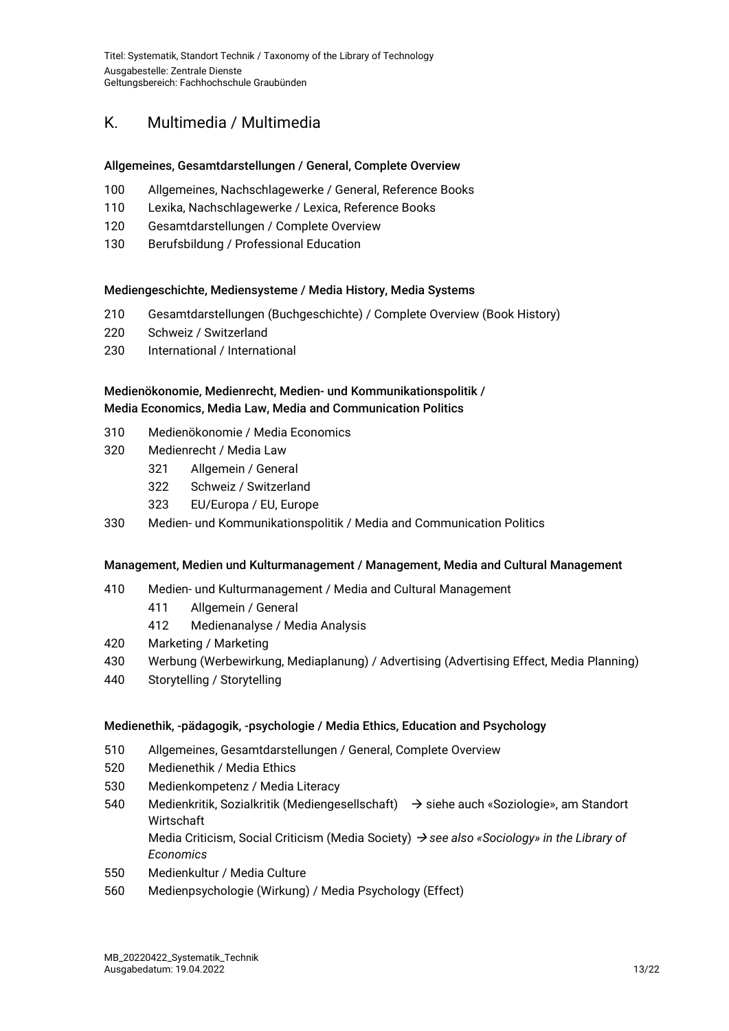## K. Multimedia / Multimedia

### Allgemeines, Gesamtdarstellungen / General, Complete Overview

- 100 Allgemeines, Nachschlagewerke / General, Reference Books
- 110 Lexika, Nachschlagewerke / Lexica, Reference Books
- 120 Gesamtdarstellungen / Complete Overview
- 130 Berufsbildung / Professional Education

### Mediengeschichte, Mediensysteme / Media History, Media Systems

- 210 Gesamtdarstellungen (Buchgeschichte) / Complete Overview (Book History)
- 220 Schweiz / Switzerland
- 230 International / International

### Medienökonomie, Medienrecht, Medien- und Kommunikationspolitik / Media Economics, Media Law, Media and Communication Politics

- 310 Medienökonomie / Media Economics
- 320 Medienrecht / Media Law
  - 321 Allgemein / General
  - 322 Schweiz / Switzerland
  - 323 EU/Europa / EU, Europe
- 330 Medien- und Kommunikationspolitik / Media and Communication Politics

### Management, Medien und Kulturmanagement / Management, Media and Cultural Management

- 410 Medien- und Kulturmanagement / Media and Cultural Management
  - 411 Allgemein / General
  - 412 Medienanalyse / Media Analysis
- 420 Marketing / Marketing
- 430 Werbung (Werbewirkung, Mediaplanung) / Advertising (Advertising Effect, Media Planning)
- 440 Storytelling / Storytelling

### Medienethik, -pädagogik, -psychologie / Media Ethics, Education and Psychology

- 510 Allgemeines, Gesamtdarstellungen / General, Complete Overview
- 520 Medienethik / Media Ethics
- 530 Medienkompetenz / Media Literacy
- 540 Medienkritik, Sozialkritik (Mediengesellschaft) → siehe auch «Soziologie», am Standort Wirtschaft
  Media Criticism, Social Criticism (Media Society) → *see also «Sociology» in the Library of Economics*
- 550 Medienkultur / Media Culture
- 560 Medienpsychologie (Wirkung) / Media Psychology (Effect)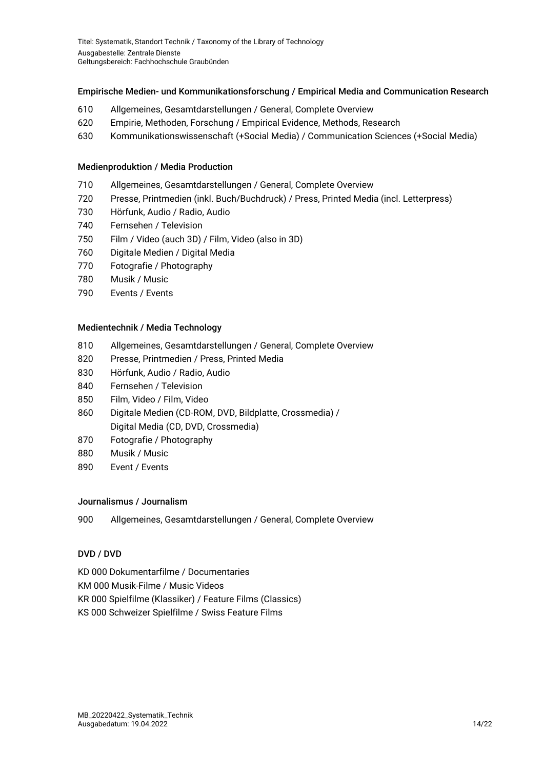### Empirische Medien- und Kommunikationsforschung / Empirical Media and Communication Research

610 Allgemeines, Gesamtdarstellungen / General, Complete Overview
620 Empirie, Methoden, Forschung / Empirical Evidence, Methods, Research
630 Kommunikationswissenschaft (+Social Media) / Communication Sciences (+Social Media)

### Medienproduktion / Media Production

710 Allgemeines, Gesamtdarstellungen / General, Complete Overview
720 Presse, Printmedien (inkl. Buch/Buchdruck) / Press, Printed Media (incl. Letterpress)
730 Hörfunk, Audio / Radio, Audio
740 Fernsehen / Television
750 Film / Video (auch 3D) / Film, Video (also in 3D)
760 Digitale Medien / Digital Media
770 Fotografie / Photography
780 Musik / Music
790 Events / Events

### Medientechnik / Media Technology

810 Allgemeines, Gesamtdarstellungen / General, Complete Overview
820 Presse, Printmedien / Press, Printed Media
830 Hörfunk, Audio / Radio, Audio
840 Fernsehen / Television
850 Film, Video / Film, Video
860 Digitale Medien (CD-ROM, DVD, Bildplatte, Crossmedia) / Digital Media (CD, DVD, Crossmedia)
870 Fotografie / Photography
880 Musik / Music
890 Event / Events

### Journalismus / Journalism

900 Allgemeines, Gesamtdarstellungen / General, Complete Overview

### DVD / DVD

KD 000 Dokumentarfilme / Documentaries
KM 000 Musik-Filme / Music Videos
KR 000 Spielfilme (Klassiker) / Feature Films (Classics)
KS 000 Schweizer Spielfilme / Swiss Feature Films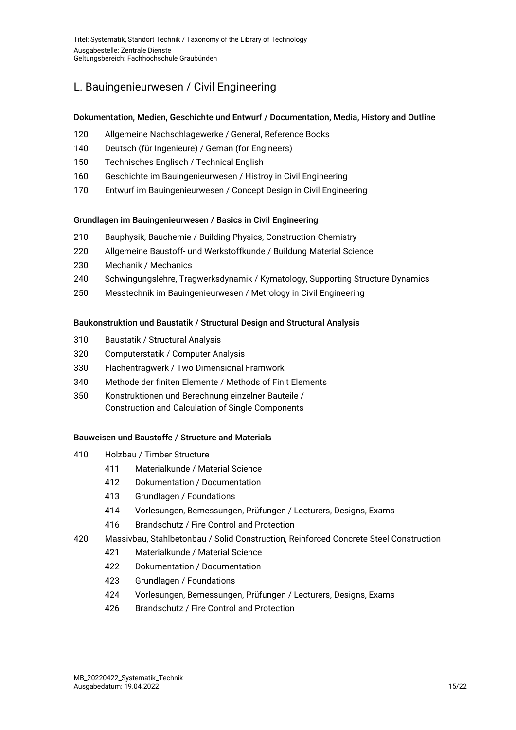## L. Bauingenieurwesen / Civil Engineering

### Dokumentation, Medien, Geschichte und Entwurf / Documentation, Media, History and Outline

- 120 Allgemeine Nachschlagewerke / General, Reference Books
- 140 Deutsch (für Ingenieure) / Geman (for Engineers)
- 150 Technisches Englisch / Technical English
- 160 Geschichte im Bauingenieurwesen / Histroy in Civil Engineering
- 170 Entwurf im Bauingenieurwesen / Concept Design in Civil Engineering

### Grundlagen im Bauingenieurwesen / Basics in Civil Engineering

- 210 Bauphysik, Bauchemie / Building Physics, Construction Chemistry
- 220 Allgemeine Baustoff- und Werkstoffkunde / Buildung Material Science
- 230 Mechanik / Mechanics
- 240 Schwingungslehre, Tragwerksdynamik / Kymatology, Supporting Structure Dynamics
- 250 Messtechnik im Bauingenieurwesen / Metrology in Civil Engineering

### Baukonstruktion und Baustatik / Structural Design and Structural Analysis

- 310 Baustatik / Structural Analysis
- 320 Computerstatik / Computer Analysis
- 330 Flächentragwerk / Two Dimensional Framwork
- 340 Methode der finiten Elemente / Methods of Finit Elements
- 350 Konstruktionen und Berechnung einzelner Bauteile / Construction and Calculation of Single Components

### Bauweisen und Baustoffe / Structure and Materials

- 410 Holzbau / Timber Structure
  - 411 Materialkunde / Material Science
  - 412 Dokumentation / Documentation
  - 413 Grundlagen / Foundations
  - 414 Vorlesungen, Bemessungen, Prüfungen / Lecturers, Designs, Exams
  - 416 Brandschutz / Fire Control and Protection
- 420 Massivbau, Stahlbetonbau / Solid Construction, Reinforced Concrete Steel Construction
  - 421 Materialkunde / Material Science
  - 422 Dokumentation / Documentation
  - 423 Grundlagen / Foundations
  - 424 Vorlesungen, Bemessungen, Prüfungen / Lecturers, Designs, Exams
  - 426 Brandschutz / Fire Control and Protection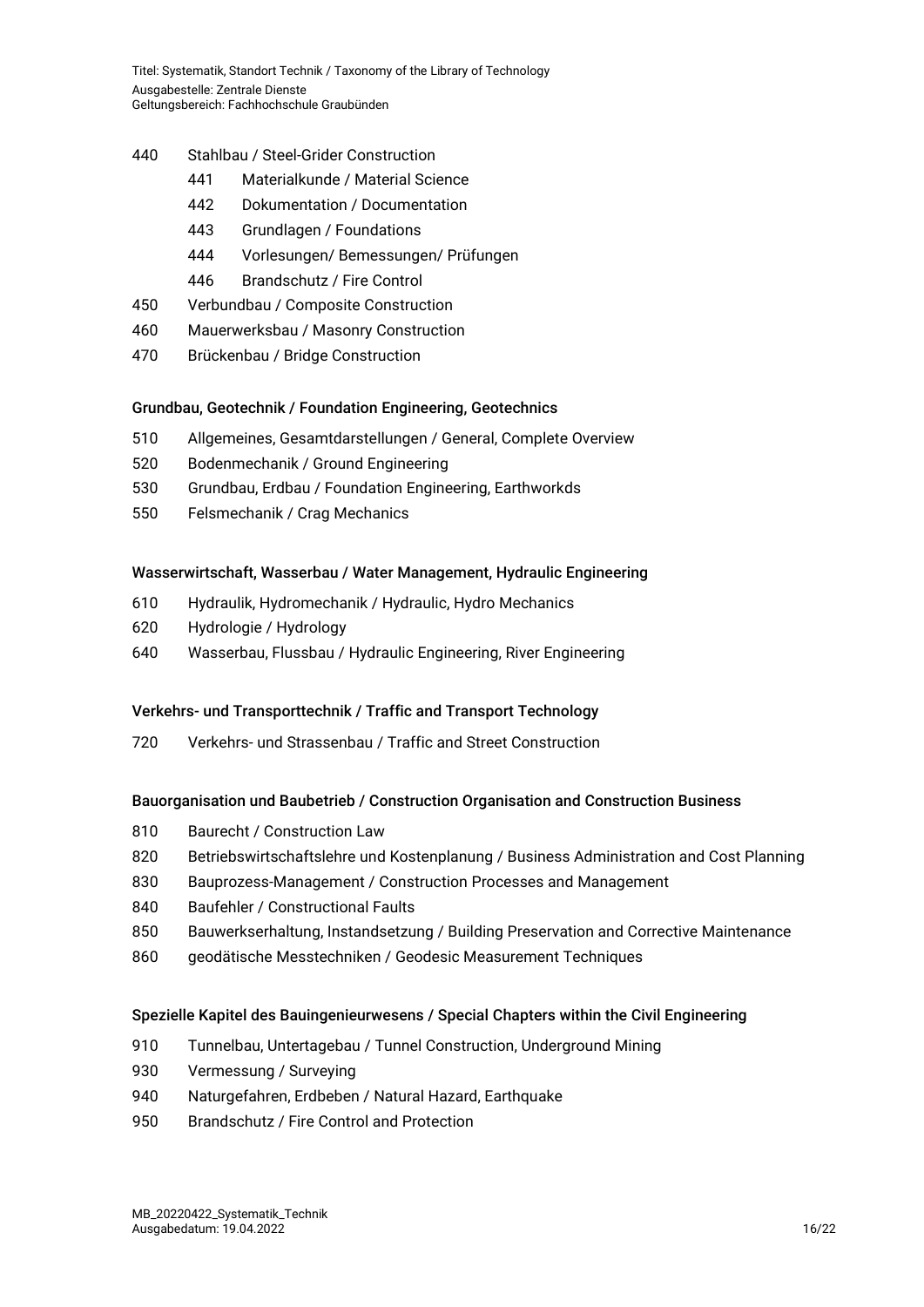- 440 Stahlbau / Steel-Grider Construction
  - 441 Materialkunde / Material Science
  - 442 Dokumentation / Documentation
  - 443 Grundlagen / Foundations
  - 444 Vorlesungen/ Bemessungen/ Prüfungen
  - 446 Brandschutz / Fire Control
- 450 Verbundbau / Composite Construction
- 460 Mauerwerksbau / Masonry Construction
- 470 Brückenbau / Bridge Construction

**Grundbau, Geotechnik / Foundation Engineering, Geotechnics**

- 510 Allgemeines, Gesamtdarstellungen / General, Complete Overview
- 520 Bodenmechanik / Ground Engineering
- 530 Grundbau, Erdbau / Foundation Engineering, Earthworkds
- 550 Felsmechanik / Crag Mechanics

**Wasserwirtschaft, Wasserbau / Water Management, Hydraulic Engineering**

- 610 Hydraulik, Hydromechanik / Hydraulic, Hydro Mechanics
- 620 Hydrologie / Hydrology
- 640 Wasserbau, Flussbau / Hydraulic Engineering, River Engineering

**Verkehrs- und Transporttechnik / Traffic and Transport Technology**

- 720 Verkehrs- und Strassenbau / Traffic and Street Construction

**Bauorganisation und Baubetrieb / Construction Organisation and Construction Business**

- 810 Baurecht / Construction Law
- 820 Betriebswirtschaftslehre und Kostenplanung / Business Administration and Cost Planning
- 830 Bauprozess-Management / Construction Processes and Management
- 840 Baufehler / Constructional Faults
- 850 Bauwerkserhaltung, Instandsetzung / Building Preservation and Corrective Maintenance
- 860 geodätische Messtechniken / Geodesic Measurement Techniques

**Spezielle Kapitel des Bauingenieurwesens / Special Chapters within the Civil Engineering**

- 910 Tunnelbau, Untertagebau / Tunnel Construction, Underground Mining
- 930 Vermessung / Surveying
- 940 Naturgefahren, Erdbeben / Natural Hazard, Earthquake
- 950 Brandschutz / Fire Control and Protection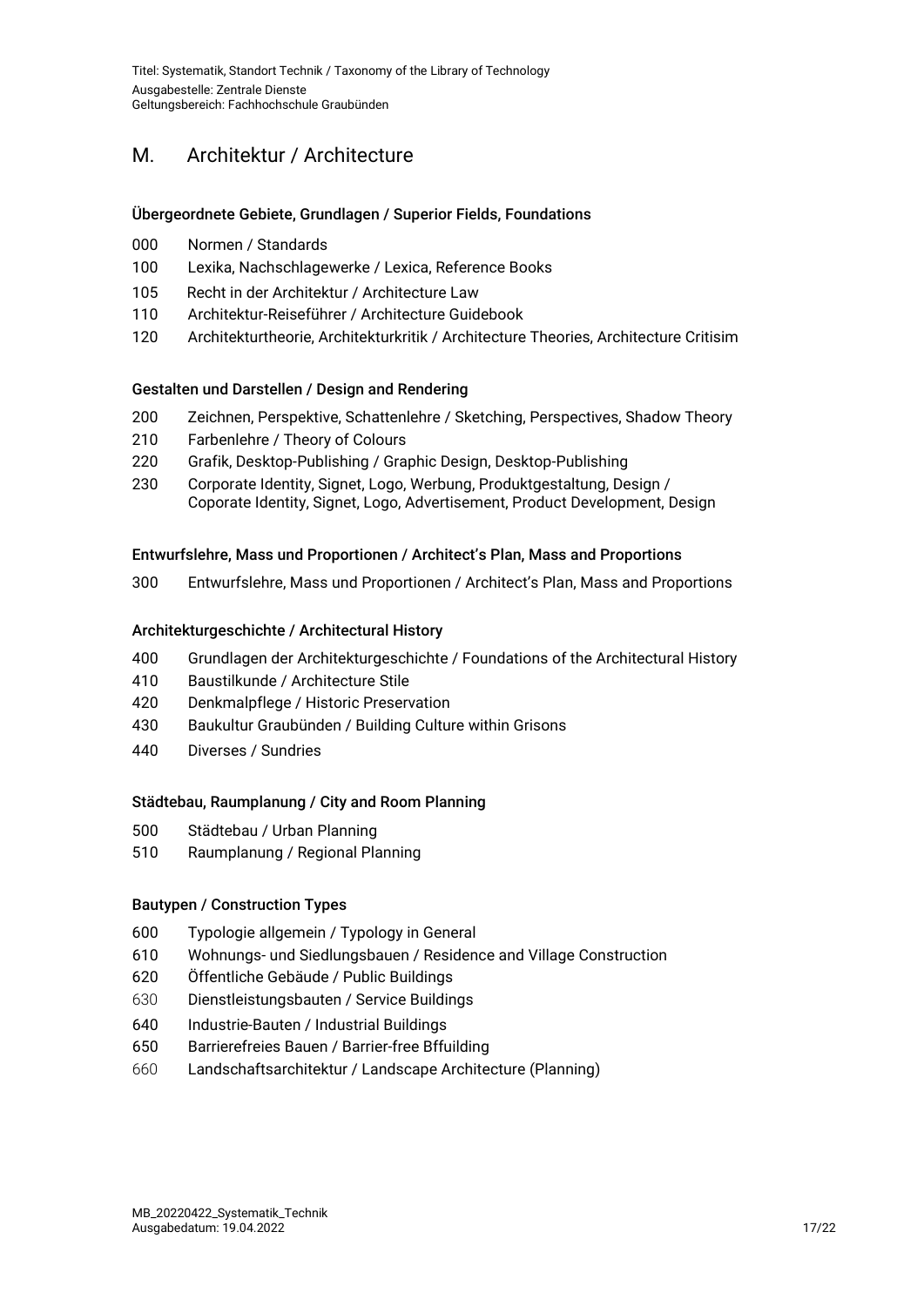# M. Architektur / Architecture

### Übergeordnete Gebiete, Grundlagen / Superior Fields, Foundations

- 000 Normen / Standards
- 100 Lexika, Nachschlagewerke / Lexica, Reference Books
- 105 Recht in der Architektur / Architecture Law
- 110 Architektur-Reiseführer / Architecture Guidebook
- 120 Architekturtheorie, Architekturkritik / Architecture Theories, Architecture Critisim

### Gestalten und Darstellen / Design and Rendering

- 200 Zeichnen, Perspektive, Schattenlehre / Sketching, Perspectives, Shadow Theory
- 210 Farbenlehre / Theory of Colours
- 220 Grafik, Desktop-Publishing / Graphic Design, Desktop-Publishing
- 230 Corporate Identity, Signet, Logo, Werbung, Produktgestaltung, Design / Coporate Identity, Signet, Logo, Advertisement, Product Development, Design

### Entwurfslehre, Mass und Proportionen / Architect's Plan, Mass and Proportions

- 300 Entwurfslehre, Mass und Proportionen / Architect's Plan, Mass and Proportions

### Architekturgeschichte / Architectural History

- 400 Grundlagen der Architekturgeschichte / Foundations of the Architectural History
- 410 Baustilkunde / Architecture Stile
- 420 Denkmalpflege / Historic Preservation
- 430 Baukultur Graubünden / Building Culture within Grisons
- 440 Diverses / Sundries

### Städtebau, Raumplanung / City and Room Planning

- 500 Städtebau / Urban Planning
- 510 Raumplanung / Regional Planning

### Bautypen / Construction Types

- 600 Typologie allgemein / Typology in General
- 610 Wohnungs- und Siedlungsbauen / Residence and Village Construction
- 620 Öffentliche Gebäude / Public Buildings
- 630 Dienstleistungsbauten / Service Buildings
- 640 Industrie-Bauten / Industrial Buildings
- 650 Barrierefreies Bauen / Barrier-free Bffuilding
- 660 Landschaftsarchitektur / Landscape Architecture (Planning)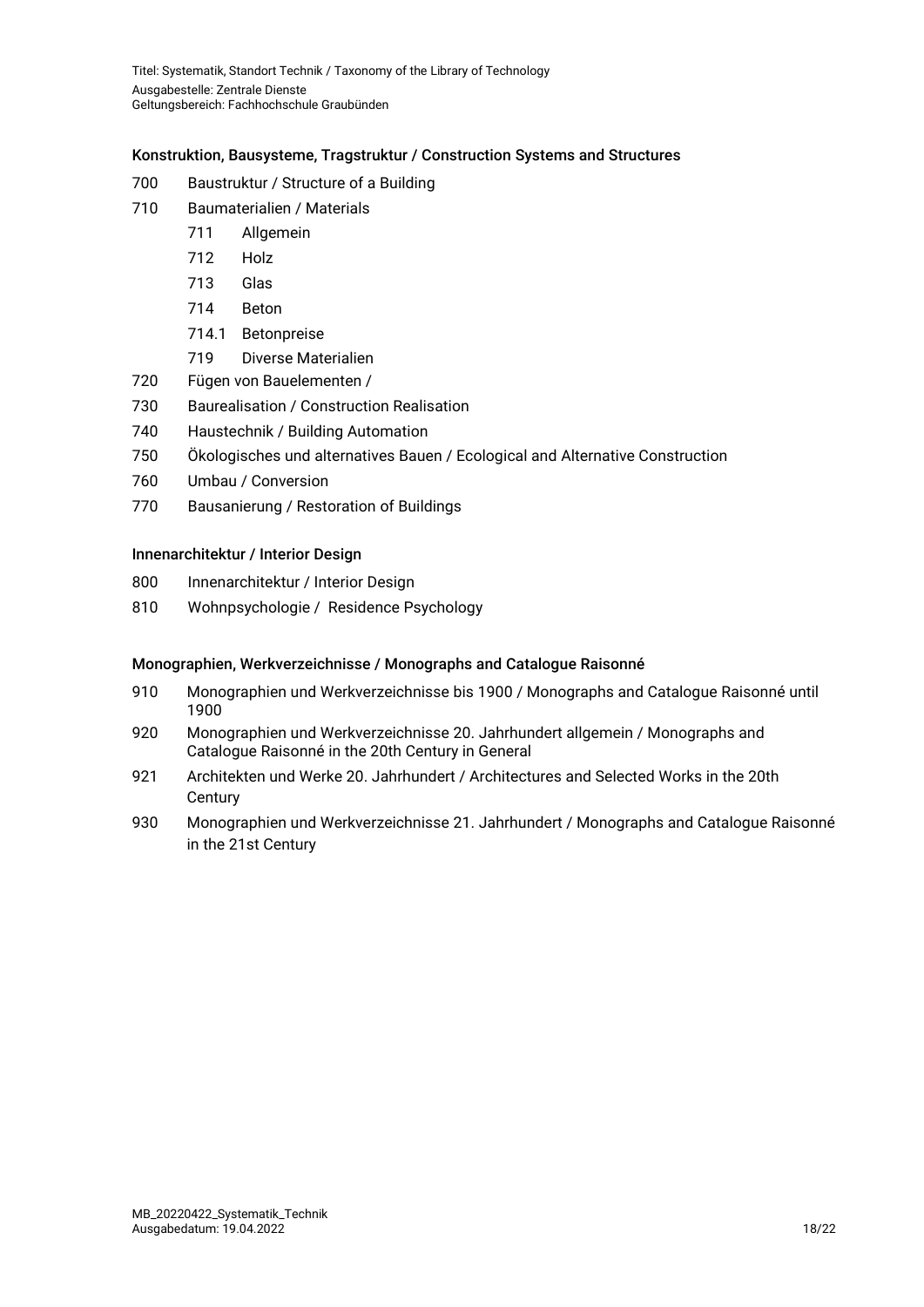## Konstruktion, Bausysteme, Tragstruktur / Construction Systems and Structures

- 700 Baustruktur / Structure of a Building
- 710 Baumaterialien / Materials
  - 711 Allgemein
  - 712 Holz
  - 713 Glas
  - 714 Beton
  - 714.1 Betonpreise
  - 719 Diverse Materialien
- 720 Fügen von Bauelementen /
- 730 Baurealisation / Construction Realisation
- 740 Haustechnik / Building Automation
- 750 Ökologisches und alternatives Bauen / Ecological and Alternative Construction
- 760 Umbau / Conversion
- 770 Bausanierung / Restoration of Buildings

## Innenarchitektur / Interior Design

- 800 Innenarchitektur / Interior Design
- 810 Wohnpsychologie / Residence Psychology

## Monographien, Werkverzeichnisse / Monographs and Catalogue Raisonné

- 910 Monographien und Werkverzeichnisse bis 1900 / Monographs and Catalogue Raisonné until 1900
- 920 Monographien und Werkverzeichnisse 20. Jahrhundert allgemein / Monographs and Catalogue Raisonné in the 20th Century in General
- 921 Architekten und Werke 20. Jahrhundert / Architectures and Selected Works in the 20th Century
- 930 Monographien und Werkverzeichnisse 21. Jahrhundert / Monographs and Catalogue Raisonné in the 21st Century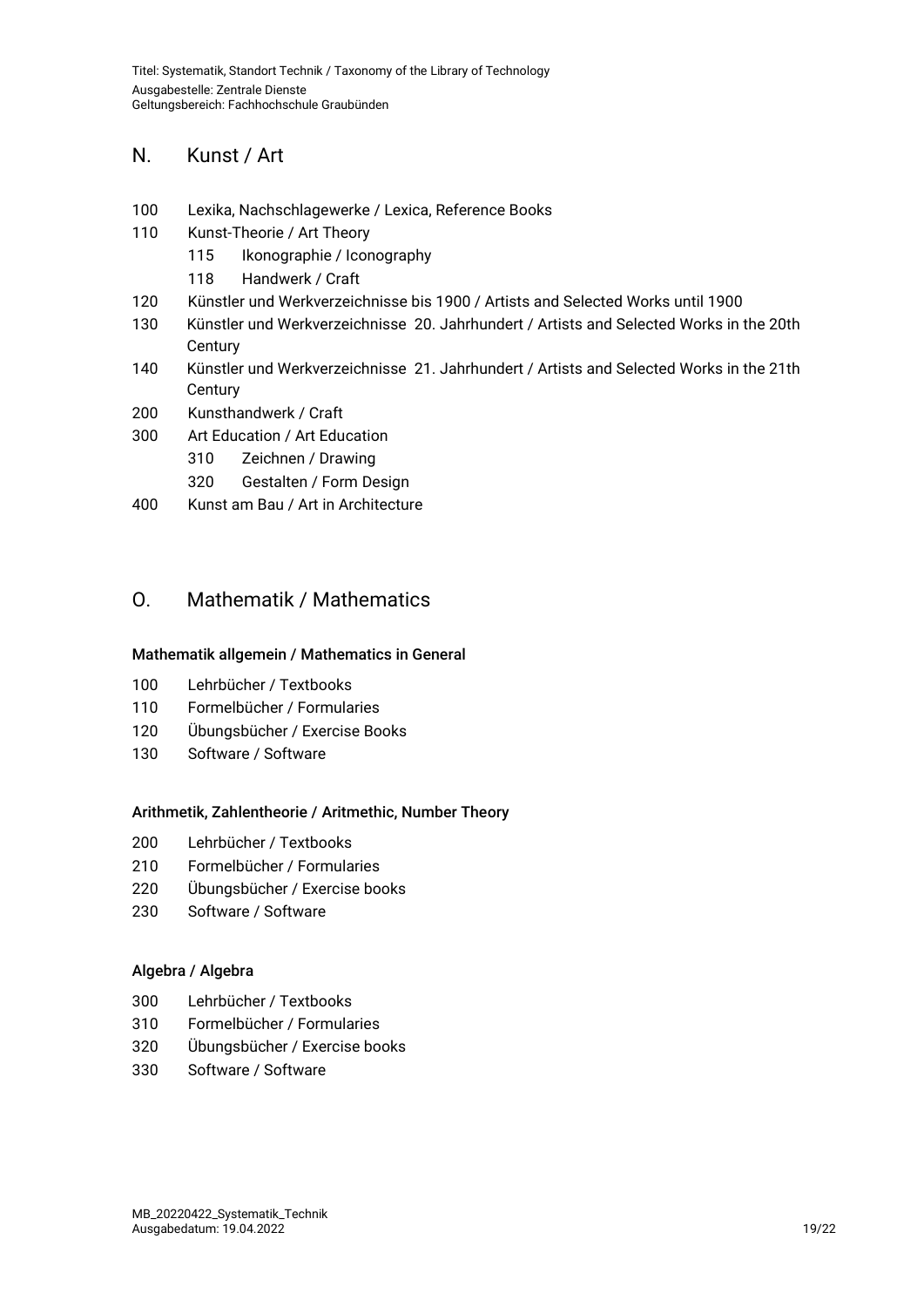## N. Kunst / Art

- 100 Lexika, Nachschlagewerke / Lexica, Reference Books
- 110 Kunst-Theorie / Art Theory
  - 115 Ikonographie / Iconography
  - 118 Handwerk / Craft
- 120 Künstler und Werkverzeichnisse bis 1900 / Artists and Selected Works until 1900
- 130 Künstler und Werkverzeichnisse 20. Jahrhundert / Artists and Selected Works in the 20th Century
- 140 Künstler und Werkverzeichnisse 21. Jahrhundert / Artists and Selected Works in the 21th Century
- 200 Kunsthandwerk / Craft
- 300 Art Education / Art Education
  - 310 Zeichnen / Drawing
  - 320 Gestalten / Form Design
- 400 Kunst am Bau / Art in Architecture

## O. Mathematik / Mathematics

### Mathematik allgemein / Mathematics in General

- 100 Lehrbücher / Textbooks
- 110 Formelbücher / Formularies
- 120 Übungsbücher / Exercise Books
- 130 Software / Software

### Arithmetik, Zahlentheorie / Aritmethic, Number Theory

- 200 Lehrbücher / Textbooks
- 210 Formelbücher / Formularies
- 220 Übungsbücher / Exercise books
- 230 Software / Software

### Algebra / Algebra

- 300 Lehrbücher / Textbooks
- 310 Formelbücher / Formularies
- 320 Übungsbücher / Exercise books
- 330 Software / Software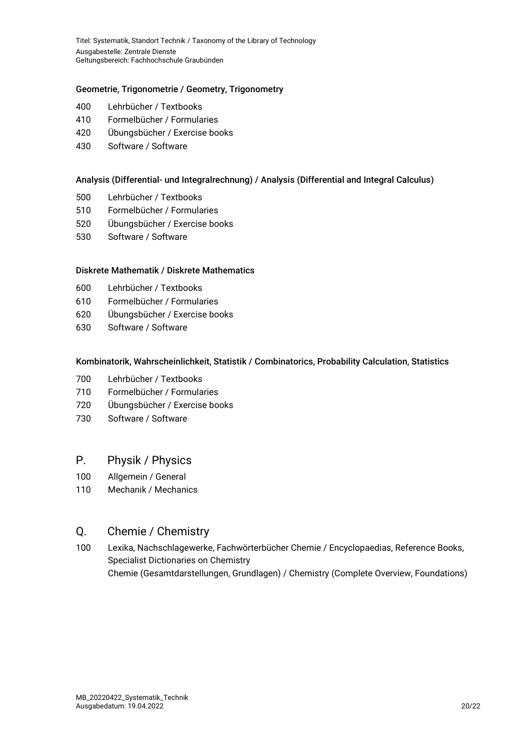#### Geometrie, Trigonometrie / Geometry, Trigonometry

400 Lehrbücher / Textbooks
410 Formelbücher / Formularies
420 Übungsbücher / Exercise books
430 Software / Software

#### Analysis (Differential- und Integralrechnung) / Analysis (Differential and Integral Calculus)

500 Lehrbücher / Textbooks
510 Formelbücher / Formularies
520 Übungsbücher / Exercise books
530 Software / Software

#### Diskrete Mathematik / Diskrete Mathematics

600 Lehrbücher / Textbooks
610 Formelbücher / Formularies
620 Übungsbücher / Exercise books
630 Software / Software

#### Kombinatorik, Wahrscheinlichkeit, Statistik / Combinatorics, Probability Calculation, Statistics

700 Lehrbücher / Textbooks
710 Formelbücher / Formularies
720 Übungsbücher / Exercise books
730 Software / Software

## P. Physik / Physics

100 Allgemein / General
110 Mechanik / Mechanics

## Q. Chemie / Chemistry

100 Lexika, Nachschlagewerke, Fachwörterbücher Chemie / Encyclopaedias, Reference Books, Specialist Dictionaries on Chemistry
Chemie (Gesamtdarstellungen, Grundlagen) / Chemistry (Complete Overview, Foundations)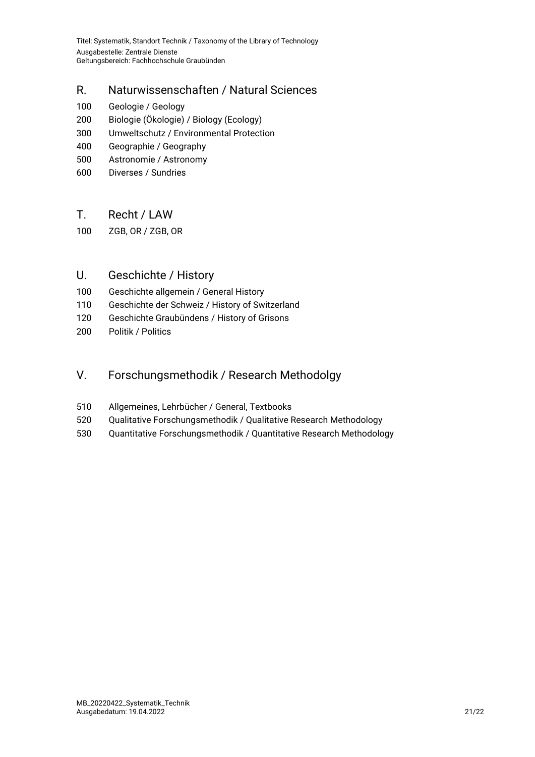## R. Naturwissenschaften / Natural Sciences

100 Geologie / Geology
200 Biologie (Ökologie) / Biology (Ecology)
300 Umweltschutz / Environmental Protection
400 Geographie / Geography
500 Astronomie / Astronomy
600 Diverses / Sundries

## T. Recht / LAW

100 ZGB, OR / ZGB, OR

## U. Geschichte / History

100 Geschichte allgemein / General History
110 Geschichte der Schweiz / History of Switzerland
120 Geschichte Graubündens / History of Grisons
200 Politik / Politics

## V. Forschungsmethodik / Research Methodolgy

510 Allgemeines, Lehrbücher / General, Textbooks
520 Qualitative Forschungsmethodik / Qualitative Research Methodology
530 Quantitative Forschungsmethodik / Quantitative Research Methodology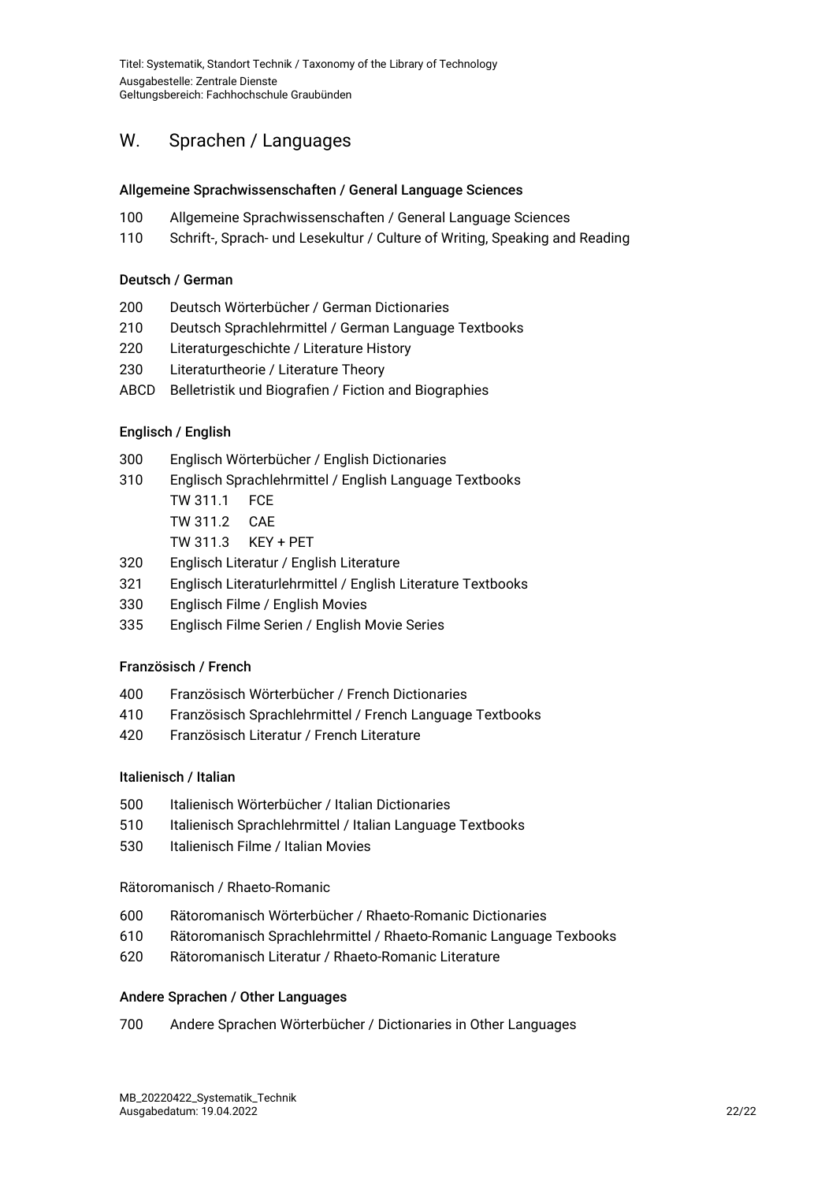## W. Sprachen / Languages

### Allgemeine Sprachwissenschaften / General Language Sciences

100 Allgemeine Sprachwissenschaften / General Language Sciences
110 Schrift-, Sprach- und Lesekultur / Culture of Writing, Speaking and Reading

### Deutsch / German

200 Deutsch Wörterbücher / German Dictionaries
210 Deutsch Sprachlehrmittel / German Language Textbooks
220 Literaturgeschichte / Literature History
230 Literaturtheorie / Literature Theory
ABCD Belletristik und Biografien / Fiction and Biographies

### Englisch / English

300 Englisch Wörterbücher / English Dictionaries
310 Englisch Sprachlehrmittel / English Language Textbooks
- TW 311.1 FCE
- TW 311.2 CAE
- TW 311.3 KEY + PET

320 Englisch Literatur / English Literature
321 Englisch Literaturlehrmittel / English Literature Textbooks
330 Englisch Filme / English Movies
335 Englisch Filme Serien / English Movie Series

### Französisch / French

400 Französisch Wörterbücher / French Dictionaries
410 Französisch Sprachlehrmittel / French Language Textbooks
420 Französisch Literatur / French Literature

### Italienisch / Italian

500 Italienisch Wörterbücher / Italian Dictionaries
510 Italienisch Sprachlehrmittel / Italian Language Textbooks
530 Italienisch Filme / Italian Movies

### Rätoromanisch / Rhaeto-Romanic

600 Rätoromanisch Wörterbücher / Rhaeto-Romanic Dictionaries
610 Rätoromanisch Sprachlehrmittel / Rhaeto-Romanic Language Texbooks
620 Rätoromanisch Literatur / Rhaeto-Romanic Literature

### Andere Sprachen / Other Languages

700 Andere Sprachen Wörterbücher / Dictionaries in Other Languages